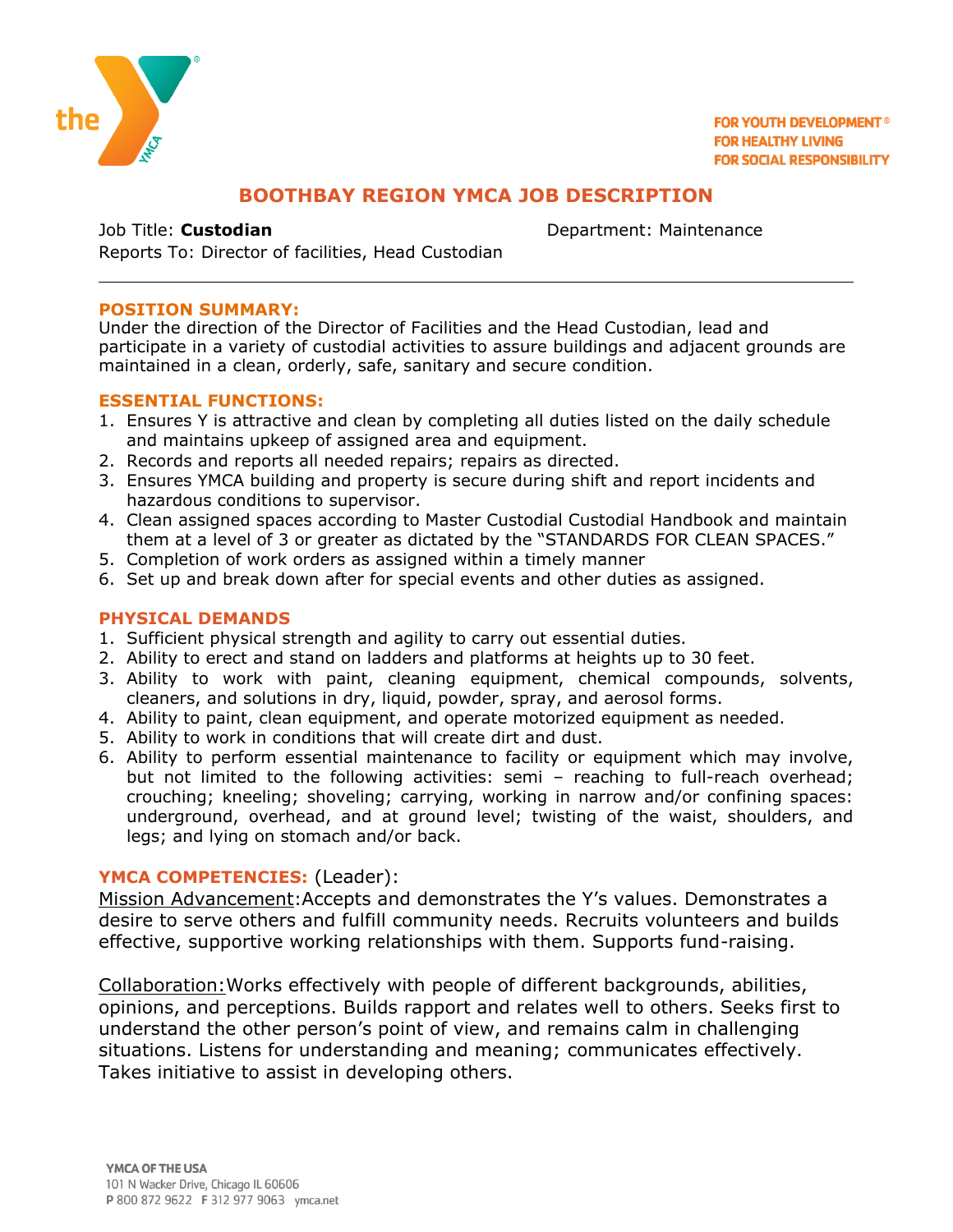FOR YOUTH DEVELOPMENT®
FOR HEALTHY LIVING
FOR SOCIAL RESPONSIBILITY

# BOOTHBAY REGION YMCA JOB DESCRIPTION

Job Title: **Custodian** Department: Maintenance
Reports To: Director of facilities, Head Custodian

---

## POSITION SUMMARY:

Under the direction of the Director of Facilities and the Head Custodian, lead and participate in a variety of custodial activities to assure buildings and adjacent grounds are maintained in a clean, orderly, safe, sanitary and secure condition.

## ESSENTIAL FUNCTIONS:

1. Ensures Y is attractive and clean by completing all duties listed on the daily schedule and maintains upkeep of assigned area and equipment.
2. Records and reports all needed repairs; repairs as directed.
3. Ensures YMCA building and property is secure during shift and report incidents and hazardous conditions to supervisor.
4. Clean assigned spaces according to Master Custodial Custodial Handbook and maintain them at a level of 3 or greater as dictated by the "STANDARDS FOR CLEAN SPACES."
5. Completion of work orders as assigned within a timely manner
6. Set up and break down after for special events and other duties as assigned.

## PHYSICAL DEMANDS

1. Sufficient physical strength and agility to carry out essential duties.
2. Ability to erect and stand on ladders and platforms at heights up to 30 feet.
3. Ability to work with paint, cleaning equipment, chemical compounds, solvents, cleaners, and solutions in dry, liquid, powder, spray, and aerosol forms.
4. Ability to paint, clean equipment, and operate motorized equipment as needed.
5. Ability to work in conditions that will create dirt and dust.
6. Ability to perform essential maintenance to facility or equipment which may involve, but not limited to the following activities: semi – reaching to full-reach overhead; crouching; kneeling; shoveling; carrying, working in narrow and/or confining spaces: underground, overhead, and at ground level; twisting of the waist, shoulders, and legs; and lying on stomach and/or back.

## YMCA COMPETENCIES: (Leader):

Mission Advancement: Accepts and demonstrates the Y's values. Demonstrates a desire to serve others and fulfill community needs. Recruits volunteers and builds effective, supportive working relationships with them. Supports fund-raising.

Collaboration: Works effectively with people of different backgrounds, abilities, opinions, and perceptions. Builds rapport and relates well to others. Seeks first to understand the other person's point of view, and remains calm in challenging situations. Listens for understanding and meaning; communicates effectively. Takes initiative to assist in developing others.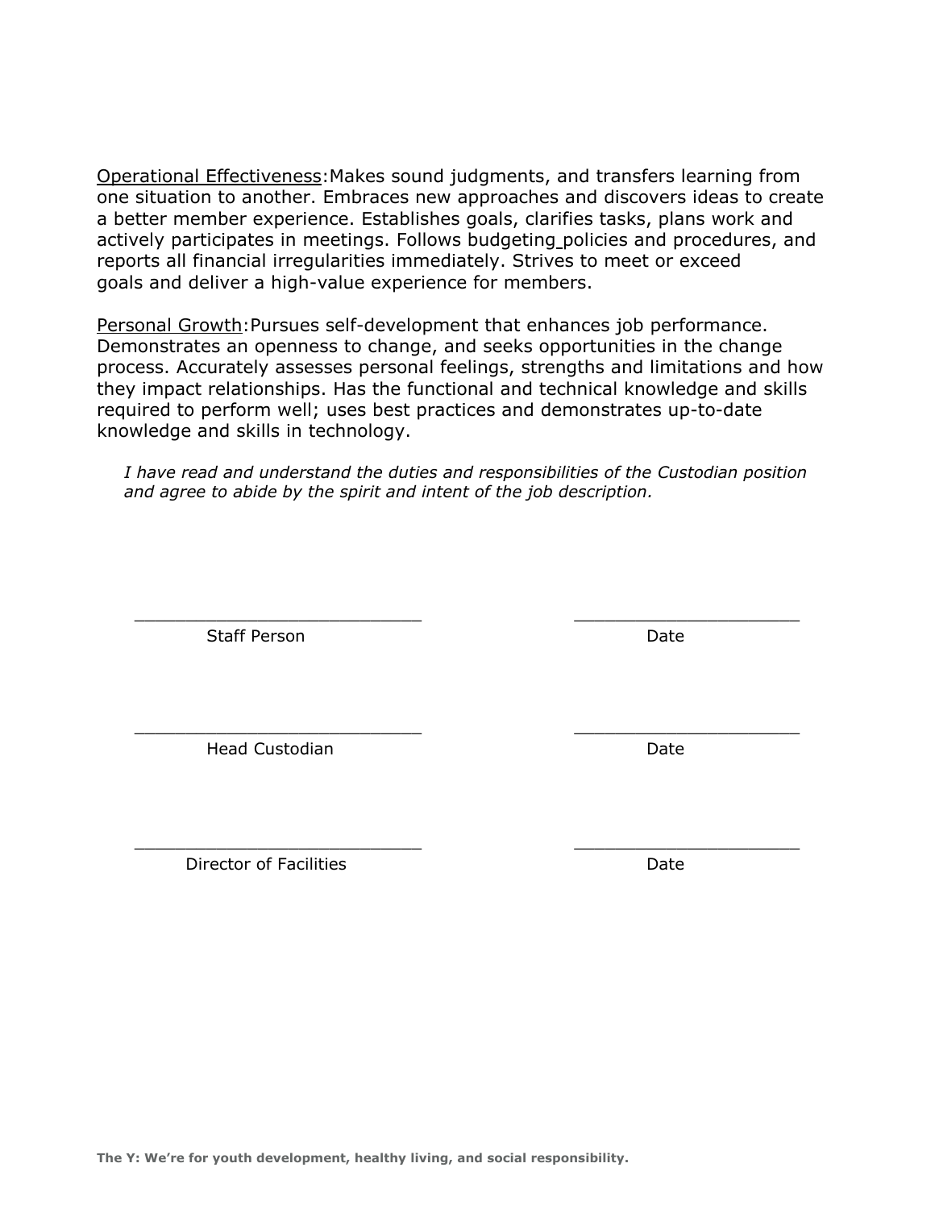Operational Effectiveness: Makes sound judgments, and transfers learning from one situation to another. Embraces new approaches and discovers ideas to create a better member experience. Establishes goals, clarifies tasks, plans work and actively participates in meetings. Follows budgeting policies and procedures, and reports all financial irregularities immediately. Strives to meet or exceed goals and deliver a high-value experience for members.

Personal Growth: Pursues self-development that enhances job performance. Demonstrates an openness to change, and seeks opportunities in the change process. Accurately assesses personal feelings, strengths and limitations and how they impact relationships. Has the functional and technical knowledge and skills required to perform well; uses best practices and demonstrates up-to-date knowledge and skills in technology.

*I have read and understand the duties and responsibilities of the Custodian position and agree to abide by the spirit and intent of the job description.*

| | |
|---|---|
| ___________________________ | ______________________ |
| Staff Person | Date |
| ___________________________ | ______________________ |
| Head Custodian | Date |
| ___________________________ | ______________________ |
| Director of Facilities | Date |

**The Y: We're for youth development, healthy living, and social responsibility.**